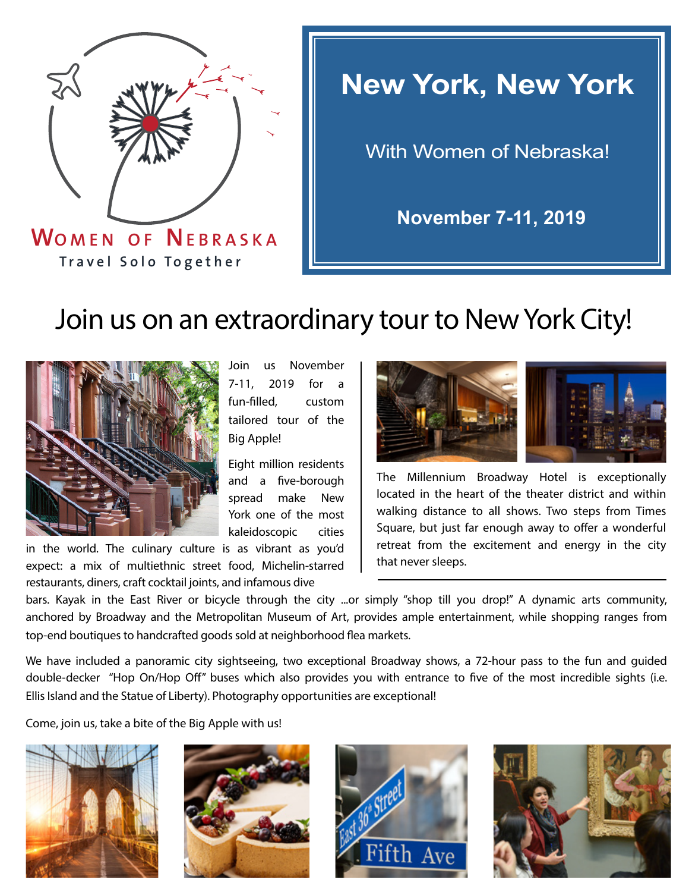WOMEN OF NEBRASKA

Travel Solo Together

# New York, New York

With Women of Nebraska!

**November 7-11, 2019**

## Join us on an extraordinary tour to New York City!

Join us November 7-11, 2019 for a fun-filled, custom tailored tour of the Big Apple!

Eight million residents and a five-borough spread make New York one of the most kaleidoscopic cities in the world. The culinary culture is as vibrant as you'd expect: a mix of multiethnic street food, Michelin-starred restaurants, diners, craft cocktail joints, and infamous dive bars. Kayak in the East River or bicycle through the city ...or simply "shop till you drop!" A dynamic arts community, anchored by Broadway and the Metropolitan Museum of Art, provides ample entertainment, while shopping ranges from top-end boutiques to handcrafted goods sold at neighborhood flea markets.

The Millennium Broadway Hotel is exceptionally located in the heart of the theater district and within walking distance to all shows. Two steps from Times Square, but just far enough away to offer a wonderful retreat from the excitement and energy in the city that never sleeps.

We have included a panoramic city sightseeing, two exceptional Broadway shows, a 72-hour pass to the fun and guided double-decker "Hop On/Hop Off" buses which also provides you with entrance to five of the most incredible sights (i.e. Ellis Island and the Statue of Liberty). Photography opportunities are exceptional!

Come, join us, take a bite of the Big Apple with us!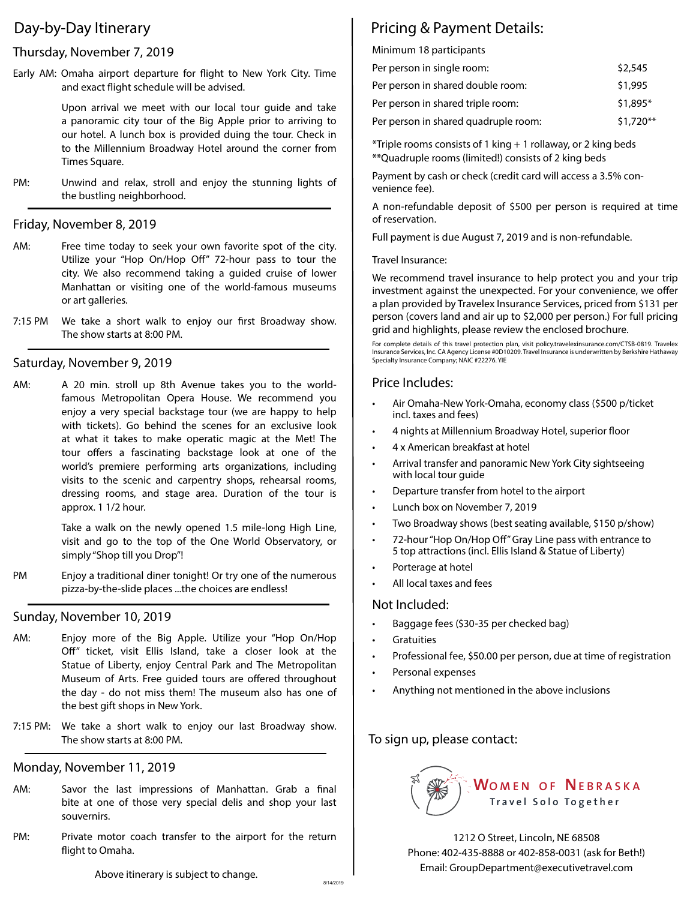# Day-by-Day Itinerary

## Thursday, November 7, 2019

Early AM: Omaha airport departure for flight to New York City. Time and exact flight schedule will be advised.

Upon arrival we meet with our local tour guide and take a panoramic city tour of the Big Apple prior to arriving to our hotel. A lunch box is provided duing the tour. Check in to the Millennium Broadway Hotel around the corner from Times Square.

PM: Unwind and relax, stroll and enjoy the stunning lights of the bustling neighborhood.

## Friday, November 8, 2019

AM: Free time today to seek your own favorite spot of the city. Utilize your "Hop On/Hop Off" 72-hour pass to tour the city. We also recommend taking a guided cruise of lower Manhattan or visiting one of the world-famous museums or art galleries.

7:15 PM We take a short walk to enjoy our first Broadway show. The show starts at 8:00 PM.

## Saturday, November 9, 2019

AM: A 20 min. stroll up 8th Avenue takes you to the world-famous Metropolitan Opera House. We recommend you enjoy a very special backstage tour (we are happy to help with tickets). Go behind the scenes for an exclusive look at what it takes to make operatic magic at the Met! The tour offers a fascinating backstage look at one of the world's premiere performing arts organizations, including visits to the scenic and carpentry shops, rehearsal rooms, dressing rooms, and stage area. Duration of the tour is approx. 1 1/2 hour.

Take a walk on the newly opened 1.5 mile-long High Line, visit and go to the top of the One World Observatory, or simply "Shop till you Drop"!

PM Enjoy a traditional diner tonight! Or try one of the numerous pizza-by-the-slide places ...the choices are endless!

## Sunday, November 10, 2019

AM: Enjoy more of the Big Apple. Utilize your "Hop On/Hop Off" ticket, visit Ellis Island, take a closer look at the Statue of Liberty, enjoy Central Park and The Metropolitan Museum of Arts. Free guided tours are offered throughout the day - do not miss them! The museum also has one of the best gift shops in New York.

7:15 PM: We take a short walk to enjoy our last Broadway show. The show starts at 8:00 PM.

## Monday, November 11, 2019

AM: Savor the last impressions of Manhattan. Grab a final bite at one of those very special delis and shop your last souvernirs.

PM: Private motor coach transfer to the airport for the return flight to Omaha.

Above itinerary is subject to change.

# Pricing & Payment Details:

| | |
|---|---|
| Minimum 18 participants | |
| Per person in single room: | $2,545 |
| Per person in shared double room: | $1,995 |
| Per person in shared triple room: | $1,895* |
| Per person in shared quadruple room: | $1,720** |

*Triple rooms consists of 1 king + 1 rollaway, or 2 king beds
**Quadruple rooms (limited!) consists of 2 king beds

Payment by cash or check (credit card will access a 3.5% convenience fee).

A non-refundable deposit of $500 per person is required at time of reservation.

Full payment is due August 7, 2019 and is non-refundable.

Travel Insurance:

We recommend travel insurance to help protect you and your trip investment against the unexpected. For your convenience, we offer a plan provided by Travelex Insurance Services, priced from $131 per person (covers land and air up to $2,000 per person.) For full pricing grid and highlights, please review the enclosed brochure.

For complete details of this travel protection plan, visit policy.travelexinsurance.com/CTSB-0819. Travelex Insurance Services, Inc. CA Agency License #0D10209. Travel Insurance is underwritten by Berkshire Hathaway Specialty Insurance Company; NAIC #22276. YIE

## Price Includes:

- Air Omaha-New York-Omaha, economy class ($500 p/ticket incl. taxes and fees)
- 4 nights at Millennium Broadway Hotel, superior floor
- 4 x American breakfast at hotel
- Arrival transfer and panoramic New York City sightseeing with local tour guide
- Departure transfer from hotel to the airport
- Lunch box on November 7, 2019
- Two Broadway shows (best seating available, $150 p/show)
- 72-hour "Hop On/Hop Off" Gray Line pass with entrance to 5 top attractions (incl. Ellis Island & Statue of Liberty)
- Porterage at hotel
- All local taxes and fees

## Not Included:

- Baggage fees ($30-35 per checked bag)
- Gratuities
- Professional fee, $50.00 per person, due at time of registration
- Personal expenses
- Anything not mentioned in the above inclusions

## To sign up, please contact:

**Women of Nebraska**
Travel Solo Together

1212 O Street, Lincoln, NE 68508
Phone: 402-435-8888 or 402-858-0031 (ask for Beth!)
Email: GroupDepartment@executivetravel.com

8/14/2019